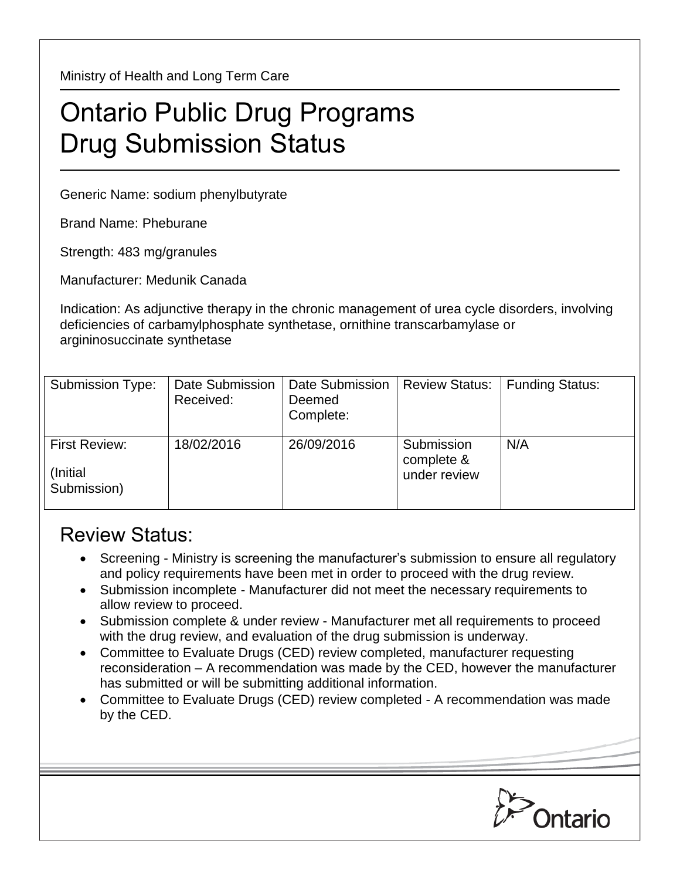Ministry of Health and Long Term Care

# Ontario Public Drug Programs
# Drug Submission Status

Generic Name: sodium phenylbutyrate

Brand Name: Pheburane

Strength: 483 mg/granules

Manufacturer: Medunik Canada

Indication: As adjunctive therapy in the chronic management of urea cycle disorders, involving deficiencies of carbamylphosphate synthetase, ornithine transcarbamylase or argininosuccinate synthetase

| Submission Type: | Date Submission Received: | Date Submission Deemed Complete: | Review Status: | Funding Status: |
|---|---|---|---|---|
| First Review: (Initial Submission) | 18/02/2016 | 26/09/2016 | Submission complete & under review | N/A |

## Review Status:

- Screening - Ministry is screening the manufacturer's submission to ensure all regulatory and policy requirements have been met in order to proceed with the drug review.
- Submission incomplete - Manufacturer did not meet the necessary requirements to allow review to proceed.
- Submission complete & under review - Manufacturer met all requirements to proceed with the drug review, and evaluation of the drug submission is underway.
- Committee to Evaluate Drugs (CED) review completed, manufacturer requesting reconsideration – A recommendation was made by the CED, however the manufacturer has submitted or will be submitting additional information.
- Committee to Evaluate Drugs (CED) review completed - A recommendation was made by the CED.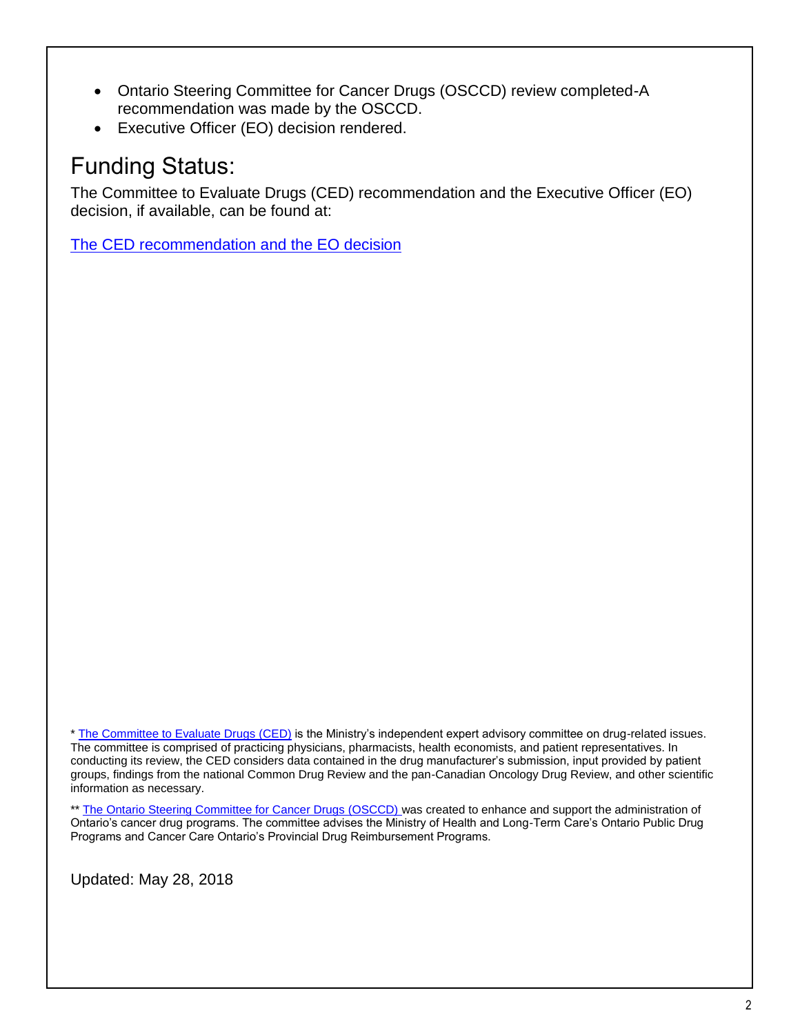- Ontario Steering Committee for Cancer Drugs (OSCCD) review completed-A recommendation was made by the OSCCD.
- Executive Officer (EO) decision rendered.

## Funding Status:

The Committee to Evaluate Drugs (CED) recommendation and the Executive Officer (EO) decision, if available, can be found at:

The CED recommendation and the EO decision

* The Committee to Evaluate Drugs (CED) is the Ministry's independent expert advisory committee on drug-related issues. The committee is comprised of practicing physicians, pharmacists, health economists, and patient representatives. In conducting its review, the CED considers data contained in the drug manufacturer's submission, input provided by patient groups, findings from the national Common Drug Review and the pan-Canadian Oncology Drug Review, and other scientific information as necessary.

** The Ontario Steering Committee for Cancer Drugs (OSCCD) was created to enhance and support the administration of Ontario's cancer drug programs. The committee advises the Ministry of Health and Long-Term Care's Ontario Public Drug Programs and Cancer Care Ontario's Provincial Drug Reimbursement Programs.

Updated: May 28, 2018